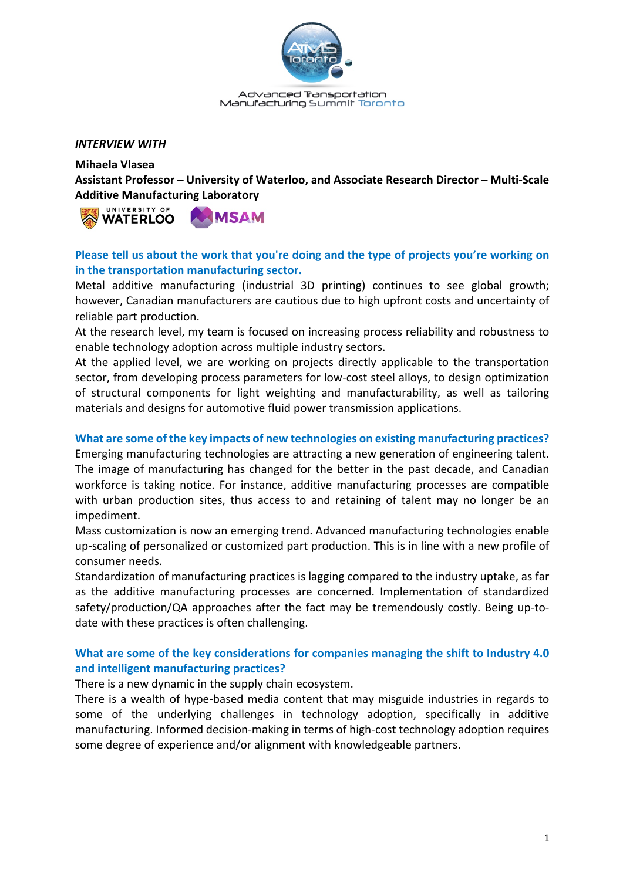Advanced Transportation Manufacturing Summit Toronto

*INTERVIEW WITH*

**Mihaela Vlasea**
**Assistant Professor – University of Waterloo, and Associate Research Director – Multi-Scale Additive Manufacturing Laboratory**

### Please tell us about the work that you're doing and the type of projects you're working on in the transportation manufacturing sector.

Metal additive manufacturing (industrial 3D printing) continues to see global growth; however, Canadian manufacturers are cautious due to high upfront costs and uncertainty of reliable part production.

At the research level, my team is focused on increasing process reliability and robustness to enable technology adoption across multiple industry sectors.

At the applied level, we are working on projects directly applicable to the transportation sector, from developing process parameters for low-cost steel alloys, to design optimization of structural components for light weighting and manufacturability, as well as tailoring materials and designs for automotive fluid power transmission applications.

### What are some of the key impacts of new technologies on existing manufacturing practices?

Emerging manufacturing technologies are attracting a new generation of engineering talent. The image of manufacturing has changed for the better in the past decade, and Canadian workforce is taking notice. For instance, additive manufacturing processes are compatible with urban production sites, thus access to and retaining of talent may no longer be an impediment.

Mass customization is now an emerging trend. Advanced manufacturing technologies enable up-scaling of personalized or customized part production. This is in line with a new profile of consumer needs.

Standardization of manufacturing practices is lagging compared to the industry uptake, as far as the additive manufacturing processes are concerned. Implementation of standardized safety/production/QA approaches after the fact may be tremendously costly. Being up-to-date with these practices is often challenging.

### What are some of the key considerations for companies managing the shift to Industry 4.0 and intelligent manufacturing practices?

There is a new dynamic in the supply chain ecosystem.

There is a wealth of hype-based media content that may misguide industries in regards to some of the underlying challenges in technology adoption, specifically in additive manufacturing. Informed decision-making in terms of high-cost technology adoption requires some degree of experience and/or alignment with knowledgeable partners.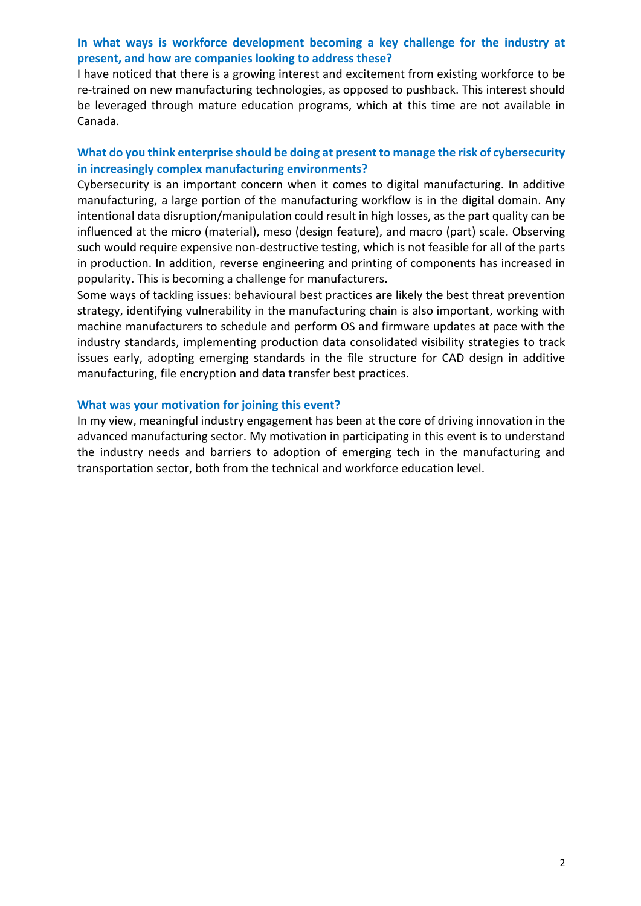**In what ways is workforce development becoming a key challenge for the industry at present, and how are companies looking to address these?**

I have noticed that there is a growing interest and excitement from existing workforce to be re-trained on new manufacturing technologies, as opposed to pushback. This interest should be leveraged through mature education programs, which at this time are not available in Canada.

**What do you think enterprise should be doing at present to manage the risk of cybersecurity in increasingly complex manufacturing environments?**

Cybersecurity is an important concern when it comes to digital manufacturing. In additive manufacturing, a large portion of the manufacturing workflow is in the digital domain. Any intentional data disruption/manipulation could result in high losses, as the part quality can be influenced at the micro (material), meso (design feature), and macro (part) scale. Observing such would require expensive non-destructive testing, which is not feasible for all of the parts in production. In addition, reverse engineering and printing of components has increased in popularity. This is becoming a challenge for manufacturers.

Some ways of tackling issues: behavioural best practices are likely the best threat prevention strategy, identifying vulnerability in the manufacturing chain is also important, working with machine manufacturers to schedule and perform OS and firmware updates at pace with the industry standards, implementing production data consolidated visibility strategies to track issues early, adopting emerging standards in the file structure for CAD design in additive manufacturing, file encryption and data transfer best practices.

**What was your motivation for joining this event?**

In my view, meaningful industry engagement has been at the core of driving innovation in the advanced manufacturing sector. My motivation in participating in this event is to understand the industry needs and barriers to adoption of emerging tech in the manufacturing and transportation sector, both from the technical and workforce education level.